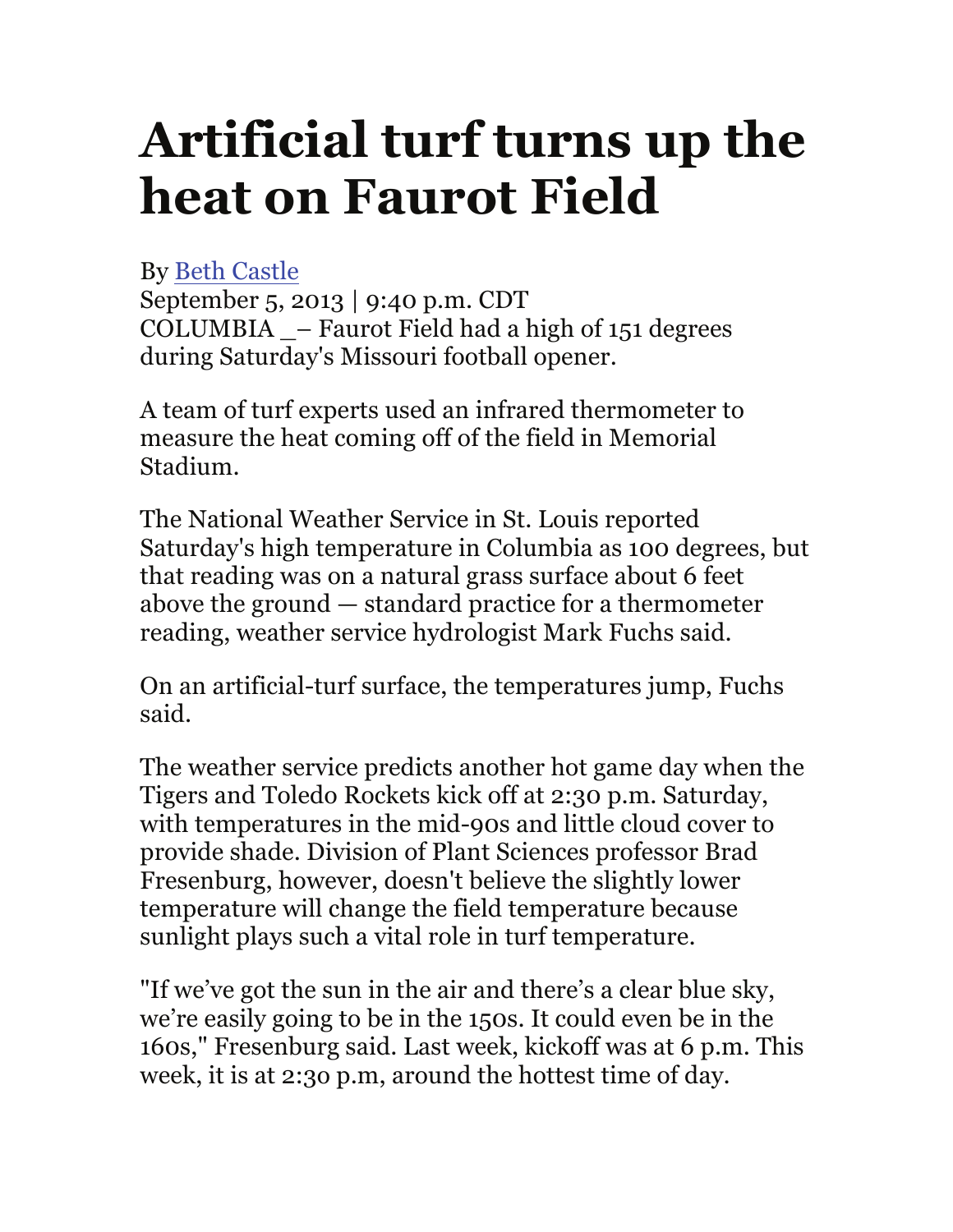# Artificial turf turns up the heat on Faurot Field

By [Beth Castle]
September 5, 2013 | 9:40 p.m. CDT
COLUMBIA _– Faurot Field had a high of 151 degrees during Saturday's Missouri football opener.

A team of turf experts used an infrared thermometer to measure the heat coming off of the field in Memorial Stadium.

The National Weather Service in St. Louis reported Saturday's high temperature in Columbia as 100 degrees, but that reading was on a natural grass surface about 6 feet above the ground — standard practice for a thermometer reading, weather service hydrologist Mark Fuchs said.

On an artificial-turf surface, the temperatures jump, Fuchs said.

The weather service predicts another hot game day when the Tigers and Toledo Rockets kick off at 2:30 p.m. Saturday, with temperatures in the mid-90s and little cloud cover to provide shade. Division of Plant Sciences professor Brad Fresenburg, however, doesn't believe the slightly lower temperature will change the field temperature because sunlight plays such a vital role in turf temperature.

"If we've got the sun in the air and there's a clear blue sky, we're easily going to be in the 150s. It could even be in the 160s," Fresenburg said. Last week, kickoff was at 6 p.m. This week, it is at 2:30 p.m, around the hottest time of day.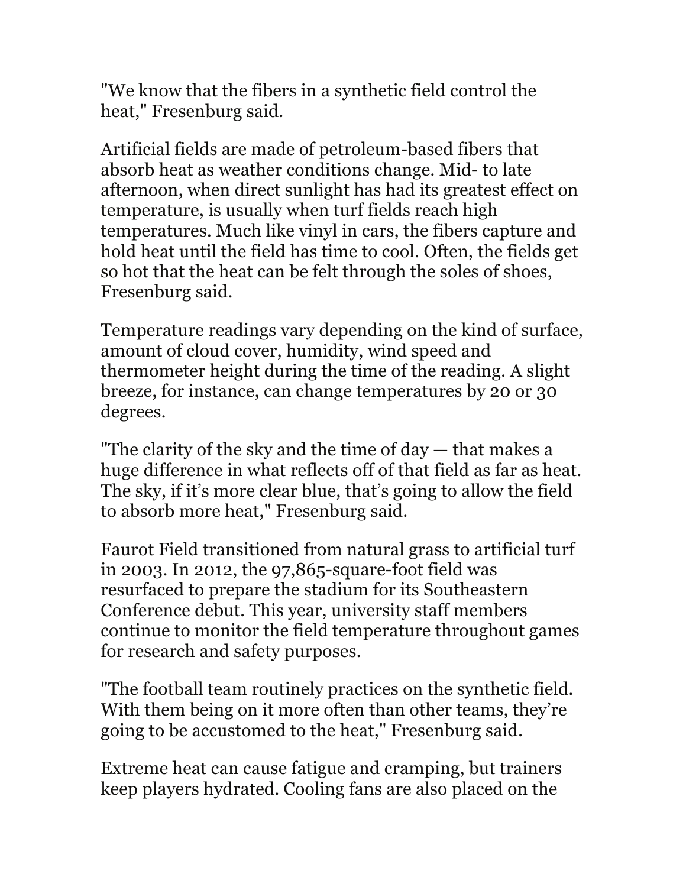"We know that the fibers in a synthetic field control the heat," Fresenburg said.

Artificial fields are made of petroleum-based fibers that absorb heat as weather conditions change. Mid- to late afternoon, when direct sunlight has had its greatest effect on temperature, is usually when turf fields reach high temperatures. Much like vinyl in cars, the fibers capture and hold heat until the field has time to cool. Often, the fields get so hot that the heat can be felt through the soles of shoes, Fresenburg said.

Temperature readings vary depending on the kind of surface, amount of cloud cover, humidity, wind speed and thermometer height during the time of the reading. A slight breeze, for instance, can change temperatures by 20 or 30 degrees.

"The clarity of the sky and the time of day — that makes a huge difference in what reflects off of that field as far as heat. The sky, if it's more clear blue, that's going to allow the field to absorb more heat," Fresenburg said.

Faurot Field transitioned from natural grass to artificial turf in 2003. In 2012, the 97,865-square-foot field was resurfaced to prepare the stadium for its Southeastern Conference debut. This year, university staff members continue to monitor the field temperature throughout games for research and safety purposes.

"The football team routinely practices on the synthetic field. With them being on it more often than other teams, they're going to be accustomed to the heat," Fresenburg said.

Extreme heat can cause fatigue and cramping, but trainers keep players hydrated. Cooling fans are also placed on the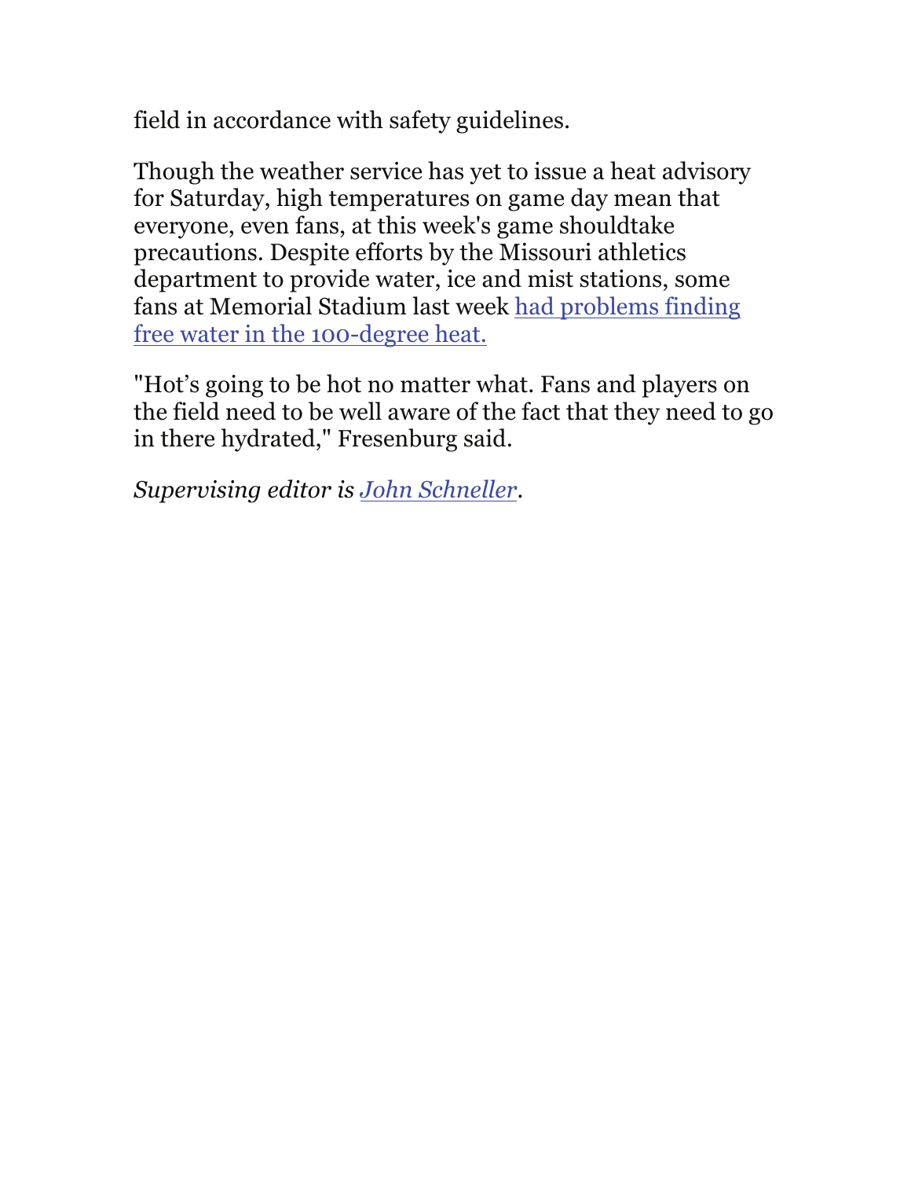field in accordance with safety guidelines.

Though the weather service has yet to issue a heat advisory for Saturday, high temperatures on game day mean that everyone, even fans, at this week's game shouldtake precautions. Despite efforts by the Missouri athletics department to provide water, ice and mist stations, some fans at Memorial Stadium last week had problems finding free water in the 100-degree heat.

"Hot's going to be hot no matter what. Fans and players on the field need to be well aware of the fact that they need to go in there hydrated," Fresenburg said.

*Supervising editor is John Schneller.*